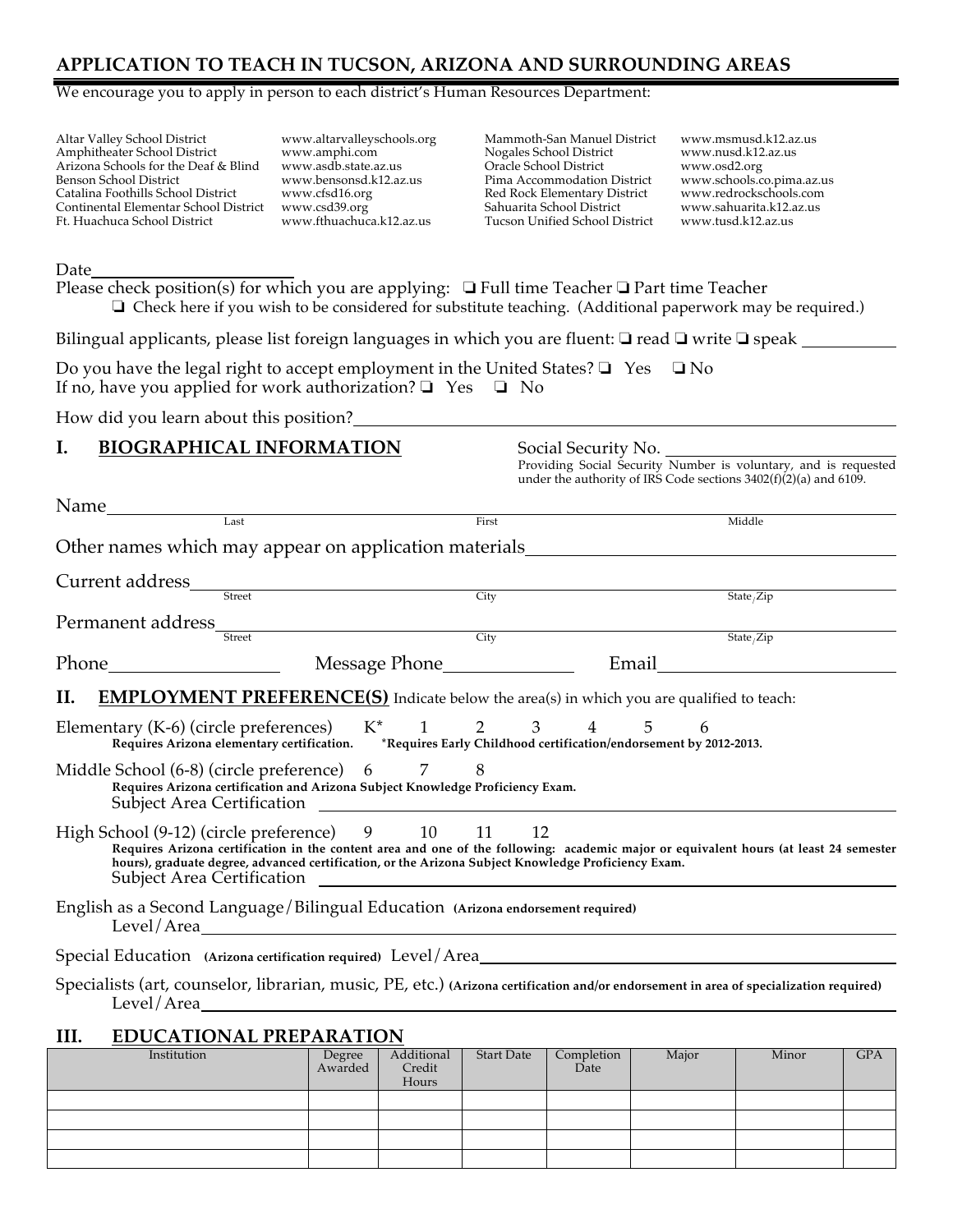## APPLICATION TO TEACH IN TUCSON, ARIZONA AND SURROUNDING AREAS

We encourage you to apply in person to each district's Human Resources Department:

| District | Website | District | Website |
|---|---|---|---|
| Altar Valley School District | www.altarvalleyschools.org | Mammoth-San Manuel District | www.msmusd.k12.az.us |
| Amphitheater School District | www.amphi.com | Nogales School District | www.nusd.k12.az.us |
| Arizona Schools for the Deaf & Blind | www.asdb.state.az.us | Oracle School District | www.osd2.org |
| Benson School District | www.bensonsd.k12.az.us | Pima Accommodation District | www.schools.co.pima.az.us |
| Catalina Foothills School District | www.cfsd16.org | Red Rock Elementary District | www.redrockschools.com |
| Continental Elementar School District | www.csd39.org | Sahuarita School District | www.sahuarita.k12.az.us |
| Ft. Huachuca School District | www.fthuachuca.k12.az.us | Tucson Unified School District | www.tusd.k12.az.us |

Date\_\_\_\_\_\_\_\_\_\_\_\_\_\_\_\_\_\_\_\_

Please check position(s) for which you are applying: ❑ Full time Teacher ❑ Part time Teacher

❑ Check here if you wish to be considered for substitute teaching. (Additional paperwork may be required.)

Bilingual applicants, please list foreign languages in which you are fluent: ❑ read ❑ write ❑ speak \_\_\_\_\_\_\_\_\_\_

Do you have the legal right to accept employment in the United States? ❑ Yes ❑ No

If no, have you applied for work authorization? ❑ Yes ❑ No

How did you learn about this position?\_\_\_\_\_\_\_\_\_\_\_\_\_\_\_\_\_\_\_\_\_\_\_\_\_\_\_\_\_\_\_\_\_\_\_\_\_\_\_\_

## I. BIOGRAPHICAL INFORMATION

Social Security No. \_\_\_\_\_\_\_\_\_\_\_\_\_\_\_\_\_\_\_\_

Providing Social Security Number is voluntary, and is requested under the authority of IRS Code sections 3402(f)(2)(a) and 6109.

Name\_\_\_\_\_\_\_\_\_\_\_\_\_\_\_\_\_\_\_\_\_\_\_\_\_\_\_\_\_\_\_\_\_\_\_\_\_\_\_\_\_\_\_\_\_\_\_\_\_\_\_\_\_\_\_\_\_\_\_\_\_\_

Last First Middle

Other names which may appear on application materials\_\_\_\_\_\_\_\_\_\_\_\_\_\_\_\_\_\_\_\_\_\_\_\_\_\_\_\_\_\_\_\_

Current address\_\_\_\_\_\_\_\_\_\_\_\_\_\_\_\_\_\_\_\_\_\_\_\_\_\_\_\_\_\_\_\_\_\_\_\_\_\_\_\_\_\_\_\_\_\_\_\_\_\_\_\_\_\_\_\_\_\_

Street City State/Zip

Permanent address\_\_\_\_\_\_\_\_\_\_\_\_\_\_\_\_\_\_\_\_\_\_\_\_\_\_\_\_\_\_\_\_\_\_\_\_\_\_\_\_\_\_\_\_\_\_\_\_\_\_\_\_\_\_\_\_

Street City State/Zip

Phone\_\_\_\_\_\_\_\_\_\_\_\_\_\_\_\_\_\_ Message Phone\_\_\_\_\_\_\_\_\_\_\_\_\_\_ Email\_\_\_\_\_\_\_\_\_\_\_\_\_\_\_\_\_\_\_\_\_\_

## II. EMPLOYMENT PREFERENCE(S)

Indicate below the area(s) in which you are qualified to teach:

Elementary (K-6) (circle preferences) K* 1 2 3 4 5 6

**Requires Arizona elementary certification. \*Requires Early Childhood certification/endorsement by 2012-2013.**

Middle School (6-8) (circle preference) 6 7 8

**Requires Arizona certification and Arizona Subject Knowledge Proficiency Exam.**

Subject Area Certification \_\_\_\_\_\_\_\_\_\_\_\_\_\_\_\_\_\_\_\_\_\_\_\_\_\_\_\_\_\_\_\_\_\_\_\_\_\_\_\_\_\_\_\_\_\_\_\_

High School (9-12) (circle preference) 9 10 11 12

**Requires Arizona certification in the content area and one of the following: academic major or equivalent hours (at least 24 semester hours), graduate degree, advanced certification, or the Arizona Subject Knowledge Proficiency Exam.**

Subject Area Certification \_\_\_\_\_\_\_\_\_\_\_\_\_\_\_\_\_\_\_\_\_\_\_\_\_\_\_\_\_\_\_\_\_\_\_\_\_\_\_\_\_\_\_\_\_\_\_\_

English as a Second Language/Bilingual Education **(Arizona endorsement required)**

Level/Area\_\_\_\_\_\_\_\_\_\_\_\_\_\_\_\_\_\_\_\_\_\_\_\_\_\_\_\_\_\_\_\_\_\_\_\_\_\_\_\_\_\_\_\_\_\_\_\_\_\_\_\_\_\_\_\_\_\_\_\_

Special Education **(Arizona certification required)** Level/Area\_\_\_\_\_\_\_\_\_\_\_\_\_\_\_\_\_\_\_\_\_\_\_\_\_\_\_\_\_\_\_\_\_\_\_\_

Specialists (art, counselor, librarian, music, PE, etc.) **(Arizona certification and/or endorsement in area of specialization required)**

Level/Area\_\_\_\_\_\_\_\_\_\_\_\_\_\_\_\_\_\_\_\_\_\_\_\_\_\_\_\_\_\_\_\_\_\_\_\_\_\_\_\_\_\_\_\_\_\_\_\_\_\_\_\_\_\_\_\_\_\_\_\_

## III. EDUCATIONAL PREPARATION

| Institution | Degree Awarded | Additional Credit Hours | Start Date | Completion Date | Major | Minor | GPA |
|---|---|---|---|---|---|---|---|
| | | | | | | | |
| | | | | | | | |
| | | | | | | | |
| | | | | | | | |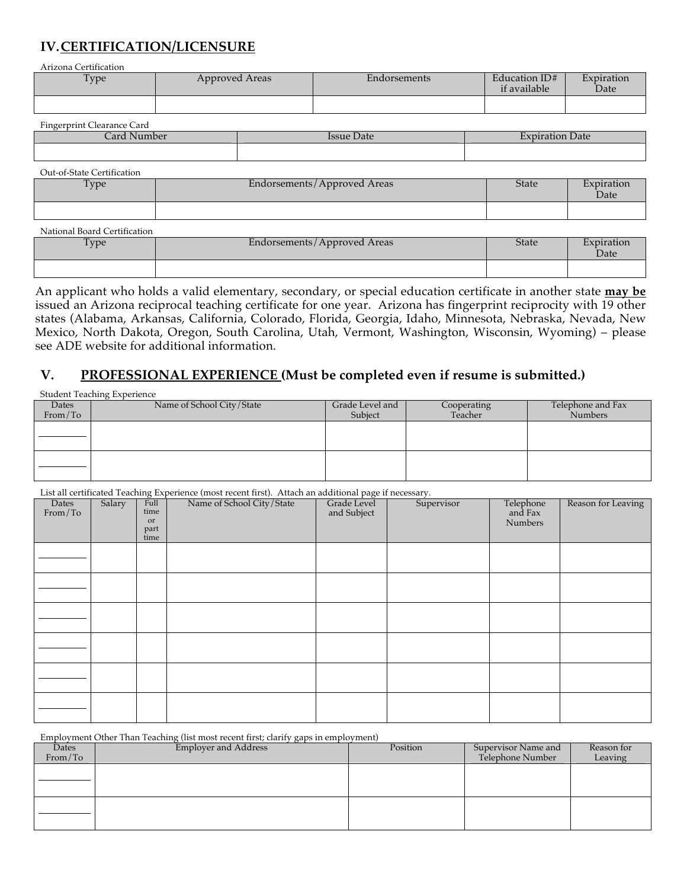## IV. CERTIFICATION/LICENSURE

Arizona Certification

| Type | Approved Areas | Endorsements | Education ID# if available | Expiration Date |
|---|---|---|---|---|
| | | | | |

Fingerprint Clearance Card

| Card Number | Issue Date | Expiration Date |
|---|---|---|
| | | |

Out-of-State Certification

| Type | Endorsements/Approved Areas | State | Expiration Date |
|---|---|---|---|
| | | | |

National Board Certification

| Type | Endorsements/Approved Areas | State | Expiration Date |
|---|---|---|---|
| | | | |

An applicant who holds a valid elementary, secondary, or special education certificate in another state **may be** issued an Arizona reciprocal teaching certificate for one year. Arizona has fingerprint reciprocity with 19 other states (Alabama, Arkansas, California, Colorado, Florida, Georgia, Idaho, Minnesota, Nebraska, Nevada, New Mexico, North Dakota, Oregon, South Carolina, Utah, Vermont, Washington, Wisconsin, Wyoming) – please see ADE website for additional information.

## V. PROFESSIONAL EXPERIENCE (Must be completed even if resume is submitted.)

Student Teaching Experience

| Dates From/To | Name of School City/State | Grade Level and Subject | Cooperating Teacher | Telephone and Fax Numbers |
|---|---|---|---|---|
| | | | | |
| | | | | |

List all certificated Teaching Experience (most recent first). Attach an additional page if necessary.

| Dates From/To | Salary | Full time or part time | Name of School City/State | Grade Level and Subject | Supervisor | Telephone and Fax Numbers | Reason for Leaving |
|---|---|---|---|---|---|---|---|
| | | | | | | | |
| | | | | | | | |
| | | | | | | | |
| | | | | | | | |
| | | | | | | | |
| | | | | | | | |

Employment Other Than Teaching (list most recent first; clarify gaps in employment)

| Dates From/To | Employer and Address | Position | Supervisor Name and Telephone Number | Reason for Leaving |
|---|---|---|---|---|
| | | | | |
| | | | | |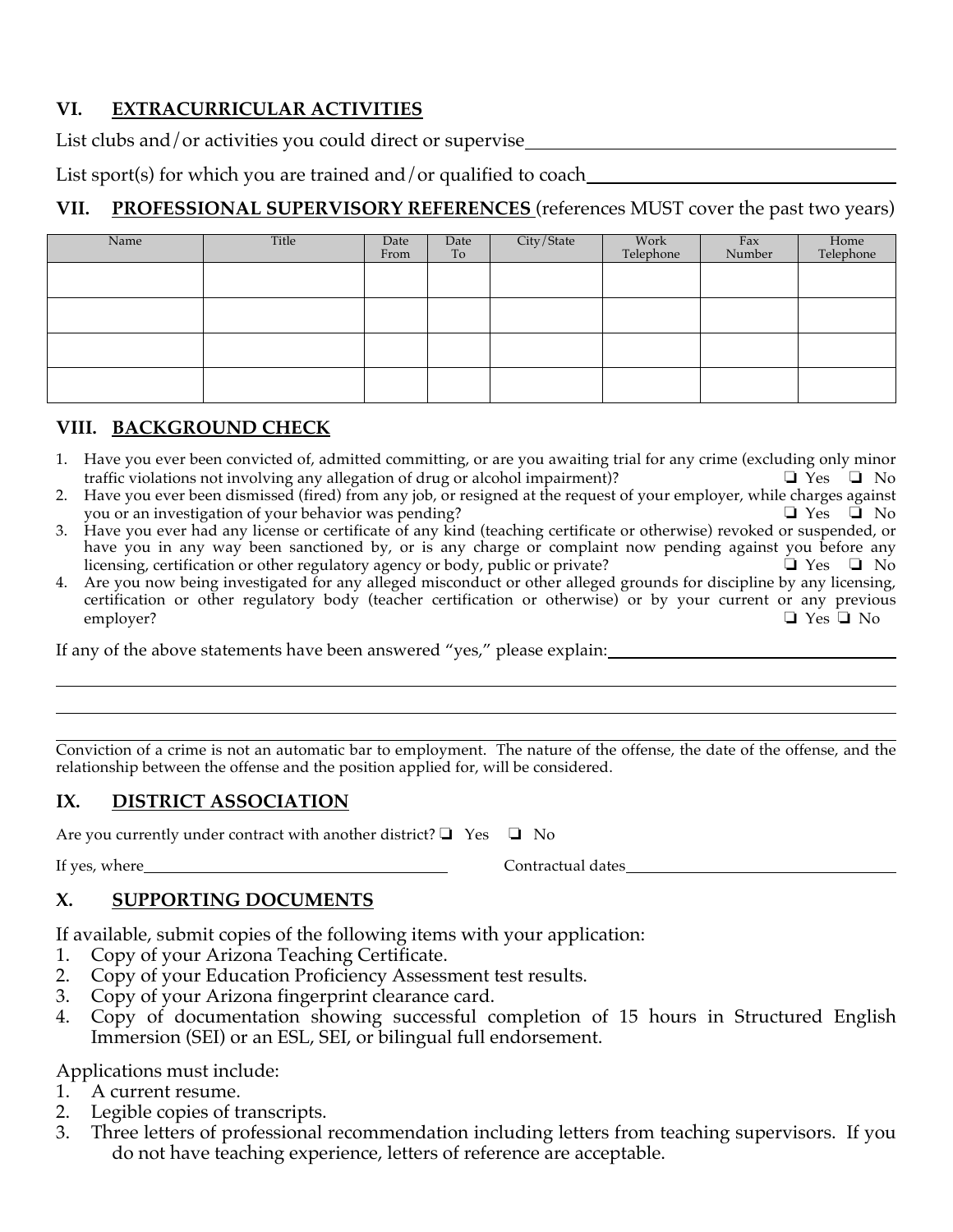## VI. EXTRACURRICULAR ACTIVITIES

List clubs and/or activities you could direct or supervise ________________________________

List sport(s) for which you are trained and/or qualified to coach ________________________________

## VII. PROFESSIONAL SUPERVISORY REFERENCES (references MUST cover the past two years)

| Name | Title | Date From | Date To | City/State | Work Telephone | Fax Number | Home Telephone |
|---|---|---|---|---|---|---|---|
| | | | | | | | |
| | | | | | | | |
| | | | | | | | |
| | | | | | | | |

## VIII. BACKGROUND CHECK

1. Have you ever been convicted of, admitted committing, or are you awaiting trial for any crime (excluding only minor traffic violations not involving any allegation of drug or alcohol impairment)? ❑ Yes ❑ No
2. Have you ever been dismissed (fired) from any job, or resigned at the request of your employer, while charges against you or an investigation of your behavior was pending? ❑ Yes ❑ No
3. Have you ever had any license or certificate of any kind (teaching certificate or otherwise) revoked or suspended, or have you in any way been sanctioned by, or is any charge or complaint now pending against you before any licensing, certification or other regulatory agency or body, public or private? ❑ Yes ❑ No
4. Are you now being investigated for any alleged misconduct or other alleged grounds for discipline by any licensing, certification or other regulatory body (teacher certification or otherwise) or by your current or any previous employer? ❑ Yes ❑ No

If any of the above statements have been answered "yes," please explain: ________________________________

________________________________________________________________

________________________________________________________________

________________________________________________________________

Conviction of a crime is not an automatic bar to employment. The nature of the offense, the date of the offense, and the relationship between the offense and the position applied for, will be considered.

## IX. DISTRICT ASSOCIATION

Are you currently under contract with another district? ❑ Yes ❑ No

If yes, where ________________________ Contractual dates ________________________

## X. SUPPORTING DOCUMENTS

If available, submit copies of the following items with your application:

1. Copy of your Arizona Teaching Certificate.
2. Copy of your Education Proficiency Assessment test results.
3. Copy of your Arizona fingerprint clearance card.
4. Copy of documentation showing successful completion of 15 hours in Structured English Immersion (SEI) or an ESL, SEI, or bilingual full endorsement.

Applications must include:

1. A current resume.
2. Legible copies of transcripts.
3. Three letters of professional recommendation including letters from teaching supervisors. If you do not have teaching experience, letters of reference are acceptable.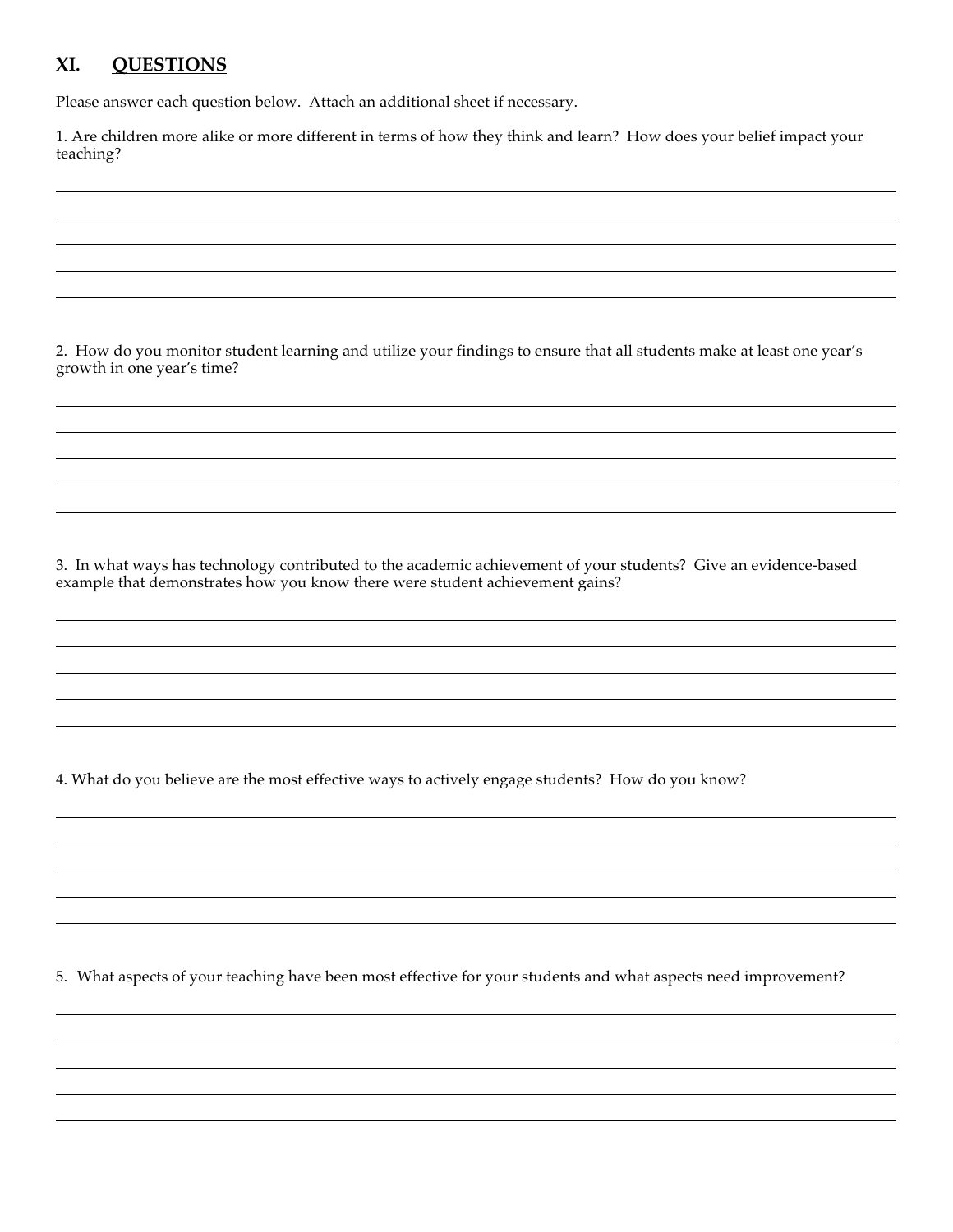## XI. QUESTIONS

Please answer each question below. Attach an additional sheet if necessary.

1. Are children more alike or more different in terms of how they think and learn? How does your belief impact your teaching?

2. How do you monitor student learning and utilize your findings to ensure that all students make at least one year's growth in one year's time?

3. In what ways has technology contributed to the academic achievement of your students? Give an evidence-based example that demonstrates how you know there were student achievement gains?

4. What do you believe are the most effective ways to actively engage students? How do you know?

5. What aspects of your teaching have been most effective for your students and what aspects need improvement?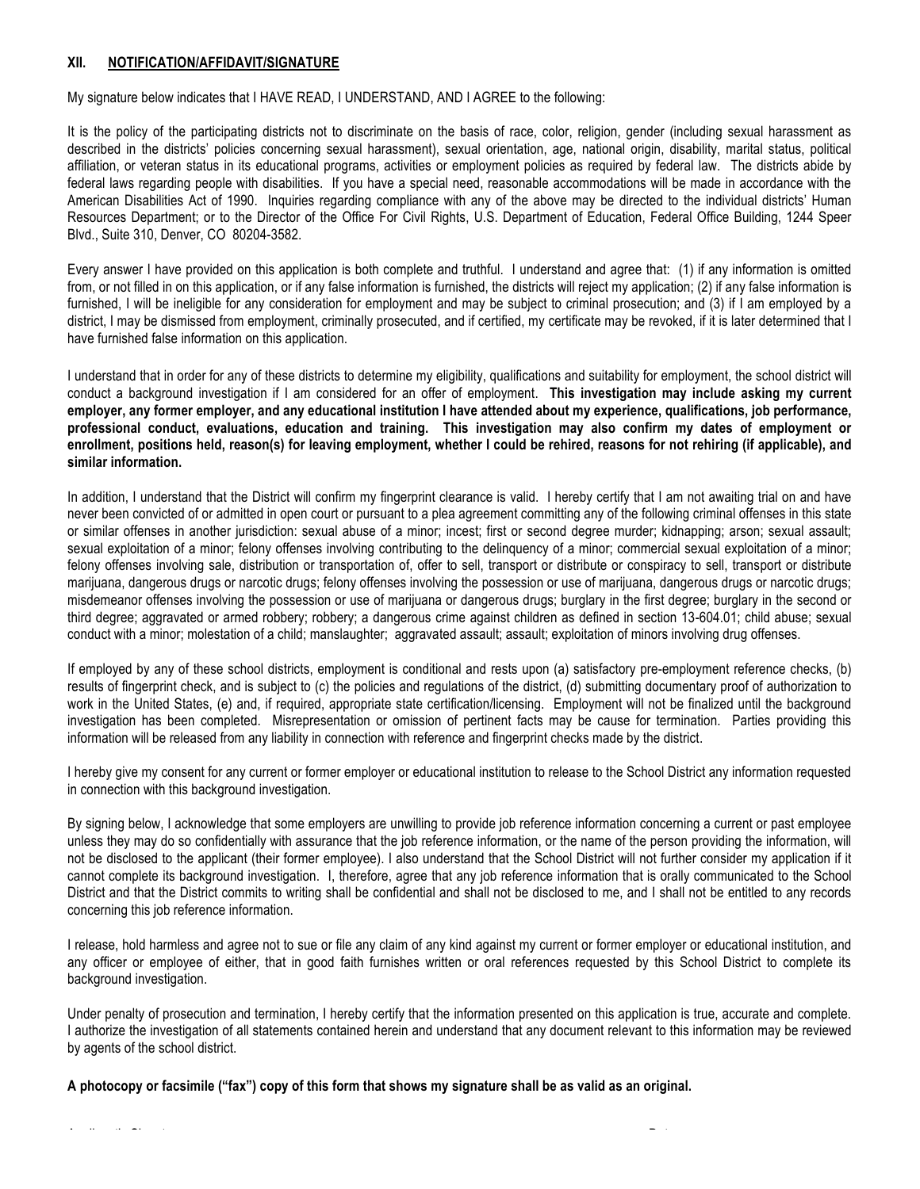## XII. NOTIFICATION/AFFIDAVIT/SIGNATURE

My signature below indicates that I HAVE READ, I UNDERSTAND, AND I AGREE to the following:

It is the policy of the participating districts not to discriminate on the basis of race, color, religion, gender (including sexual harassment as described in the districts' policies concerning sexual harassment), sexual orientation, age, national origin, disability, marital status, political affiliation, or veteran status in its educational programs, activities or employment policies as required by federal law. The districts abide by federal laws regarding people with disabilities. If you have a special need, reasonable accommodations will be made in accordance with the American Disabilities Act of 1990. Inquiries regarding compliance with any of the above may be directed to the individual districts' Human Resources Department; or to the Director of the Office For Civil Rights, U.S. Department of Education, Federal Office Building, 1244 Speer Blvd., Suite 310, Denver, CO 80204-3582.

Every answer I have provided on this application is both complete and truthful. I understand and agree that: (1) if any information is omitted from, or not filled in on this application, or if any false information is furnished, the districts will reject my application; (2) if any false information is furnished, I will be ineligible for any consideration for employment and may be subject to criminal prosecution; and (3) if I am employed by a district, I may be dismissed from employment, criminally prosecuted, and if certified, my certificate may be revoked, if it is later determined that I have furnished false information on this application.

I understand that in order for any of these districts to determine my eligibility, qualifications and suitability for employment, the school district will conduct a background investigation if I am considered for an offer of employment. **This investigation may include asking my current employer, any former employer, and any educational institution I have attended about my experience, qualifications, job performance, professional conduct, evaluations, education and training. This investigation may also confirm my dates of employment or enrollment, positions held, reason(s) for leaving employment, whether I could be rehired, reasons for not rehiring (if applicable), and similar information.**

In addition, I understand that the District will confirm my fingerprint clearance is valid. I hereby certify that I am not awaiting trial on and have never been convicted of or admitted in open court or pursuant to a plea agreement committing any of the following criminal offenses in this state or similar offenses in another jurisdiction: sexual abuse of a minor; incest; first or second degree murder; kidnapping; arson; sexual assault; sexual exploitation of a minor; felony offenses involving contributing to the delinquency of a minor; commercial sexual exploitation of a minor; felony offenses involving sale, distribution or transportation of, offer to sell, transport or distribute or conspiracy to sell, transport or distribute marijuana, dangerous drugs or narcotic drugs; felony offenses involving the possession or use of marijuana, dangerous drugs or narcotic drugs; misdemeanor offenses involving the possession or use of marijuana or dangerous drugs; burglary in the first degree; burglary in the second or third degree; aggravated or armed robbery; robbery; a dangerous crime against children as defined in section 13-604.01; child abuse; sexual conduct with a minor; molestation of a child; manslaughter; aggravated assault; assault; exploitation of minors involving drug offenses.

If employed by any of these school districts, employment is conditional and rests upon (a) satisfactory pre-employment reference checks, (b) results of fingerprint check, and is subject to (c) the policies and regulations of the district, (d) submitting documentary proof of authorization to work in the United States, (e) and, if required, appropriate state certification/licensing. Employment will not be finalized until the background investigation has been completed. Misrepresentation or omission of pertinent facts may be cause for termination. Parties providing this information will be released from any liability in connection with reference and fingerprint checks made by the district.

I hereby give my consent for any current or former employer or educational institution to release to the School District any information requested in connection with this background investigation.

By signing below, I acknowledge that some employers are unwilling to provide job reference information concerning a current or past employee unless they may do so confidentially with assurance that the job reference information, or the name of the person providing the information, will not be disclosed to the applicant (their former employee). I also understand that the School District will not further consider my application if it cannot complete its background investigation. I, therefore, agree that any job reference information that is orally communicated to the School District and that the District commits to writing shall be confidential and shall not be disclosed to me, and I shall not be entitled to any records concerning this job reference information.

I release, hold harmless and agree not to sue or file any claim of any kind against my current or former employer or educational institution, and any officer or employee of either, that in good faith furnishes written or oral references requested by this School District to complete its background investigation.

Under penalty of prosecution and termination, I hereby certify that the information presented on this application is true, accurate and complete. I authorize the investigation of all statements contained herein and understand that any document relevant to this information may be reviewed by agents of the school district.

**A photocopy or facsimile ("fax") copy of this form that shows my signature shall be as valid as an original.**

Applicant's Signature Date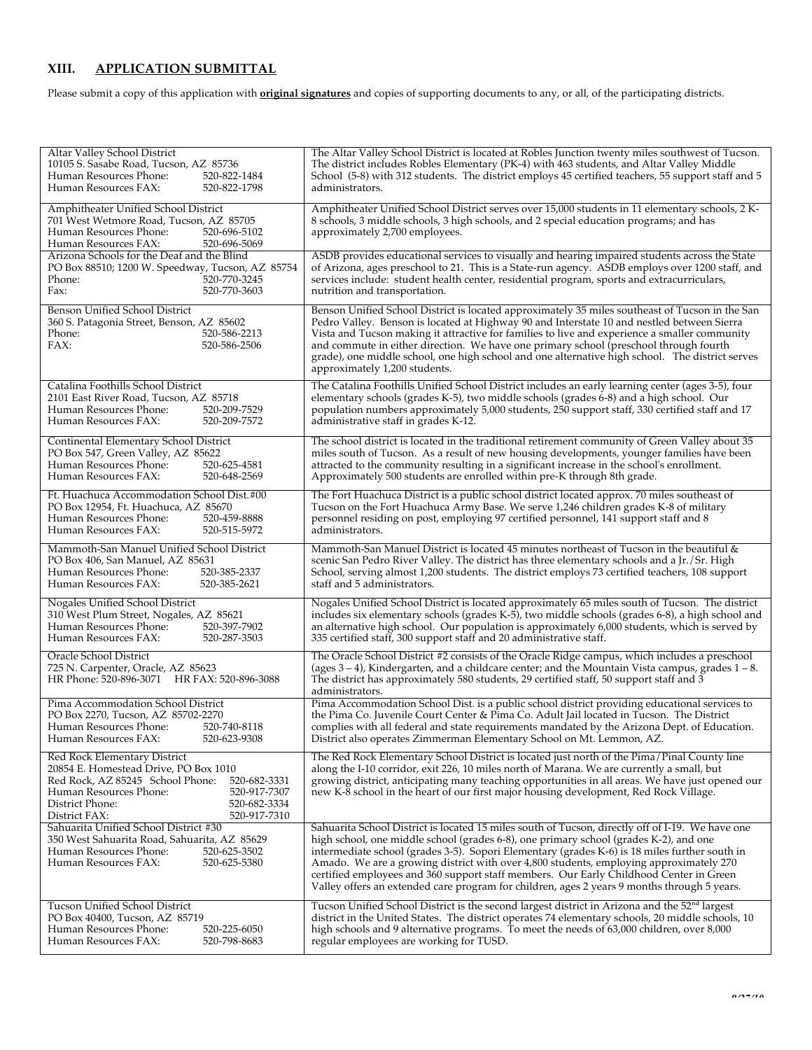## XIII. APPLICATION SUBMITTAL

Please submit a copy of this application with **original signatures** and copies of supporting documents to any, or all, of the participating districts.

| | |
|---|---|
| Altar Valley School District<br>10105 S. Sasabe Road, Tucson, AZ 85736<br>Human Resources Phone: 520-822-1484<br>Human Resources FAX: 520-822-1798 | The Altar Valley School District is located at Robles Junction twenty miles southwest of Tucson. The district includes Robles Elementary (PK-4) with 463 students, and Altar Valley Middle School (5-8) with 312 students. The district employs 45 certified teachers, 55 support staff and 5 administrators. |
| Amphitheater Unified School District<br>701 West Wetmore Road, Tucson, AZ 85705<br>Human Resources Phone: 520-696-5102<br>Human Resources FAX: 520-696-5069 | Amphitheater Unified School District serves over 15,000 students in 11 elementary schools, 2 K-8 schools, 3 middle schools, 3 high schools, and 2 special education programs; and has approximately 2,700 employees. |
| Arizona Schools for the Deaf and the Blind<br>PO Box 88510; 1200 W. Speedway, Tucson, AZ 85754<br>Phone: 520-770-3245<br>Fax: 520-770-3603 | ASDB provides educational services to visually and hearing impaired students across the State of Arizona, ages preschool to 21. This is a State-run agency. ASDB employs over 1200 staff, and services include: student health center, residential program, sports and extracurriculars, nutrition and transportation. |
| Benson Unified School District<br>360 S. Patagonia Street, Benson, AZ 85602<br>Phone: 520-586-2213<br>FAX: 520-586-2506 | Benson Unified School District is located approximately 35 miles southeast of Tucson in the San Pedro Valley. Benson is located at Highway 90 and Interstate 10 and nestled between Sierra Vista and Tucson making it attractive for families to live and experience a smaller community and commute in either direction. We have one primary school (preschool through fourth grade), one middle school, one high school and one alternative high school. The district serves approximately 1,200 students. |
| Catalina Foothills School District<br>2101 East River Road, Tucson, AZ 85718<br>Human Resources Phone: 520-209-7529<br>Human Resources FAX: 520-209-7572 | The Catalina Foothills Unified School District includes an early learning center (ages 3-5), four elementary schools (grades K-5), two middle schools (grades 6-8) and a high school. Our population numbers approximately 5,000 students, 250 support staff, 330 certified staff and 17 administrative staff in grades K-12. |
| Continental Elementary School District<br>PO Box 547, Green Valley, AZ 85622<br>Human Resources Phone: 520-625-4581<br>Human Resources FAX: 520-648-2569 | The school district is located in the traditional retirement community of Green Valley about 35 miles south of Tucson. As a result of new housing developments, younger families have been attracted to the community resulting in a significant increase in the school's enrollment. Approximately 500 students are enrolled within pre-K through 8th grade. |
| Ft. Huachuca Accommodation School Dist.#00<br>PO Box 12954, Ft. Huachuca, AZ 85670<br>Human Resources Phone: 520-459-8888<br>Human Resources FAX: 520-515-5972 | The Fort Huachuca District is a public school district located approx. 70 miles southeast of Tucson on the Fort Huachuca Army Base. We serve 1,246 children grades K-8 of military personnel residing on post, employing 97 certified personnel, 141 support staff and 8 administrators. |
| Mammoth-San Manuel Unified School District<br>PO Box 406, San Manuel, AZ 85631<br>Human Resources Phone: 520-385-2337<br>Human Resources FAX: 520-385-2621 | Mammoth-San Manuel District is located 45 minutes northeast of Tucson in the beautiful & scenic San Pedro River Valley. The district has three elementary schools and a Jr./Sr. High School, serving almost 1,200 students. The district employs 73 certified teachers, 108 support staff and 5 administrators. |
| Nogales Unified School District<br>310 West Plum Street, Nogales, AZ 85621<br>Human Resources Phone: 520-397-7902<br>Human Resources FAX: 520-287-3503 | Nogales Unified School District is located approximately 65 miles south of Tucson. The district includes six elementary schools (grades K-5), two middle schools (grades 6-8), a high school and an alternative high school. Our population is approximately 6,000 students, which is served by 335 certified staff, 300 support staff and 20 administrative staff. |
| Oracle School District<br>725 N. Carpenter, Oracle, AZ 85623<br>HR Phone: 520-896-3071 HR FAX: 520-896-3088 | The Oracle School District #2 consists of the Oracle Ridge campus, which includes a preschool (ages 3 – 4), Kindergarten, and a childcare center; and the Mountain Vista campus, grades 1 – 8. The district has approximately 580 students, 29 certified staff, 50 support staff and 3 administrators. |
| Pima Accommodation School District<br>PO Box 2270, Tucson, AZ 85702-2270<br>Human Resources Phone: 520-740-8118<br>Human Resources FAX: 520-623-9308 | Pima Accommodation School Dist. is a public school district providing educational services to the Pima Co. Juvenile Court Center & Pima Co. Adult Jail located in Tucson. The District complies with all federal and state requirements mandated by the Arizona Dept. of Education. District also operates Zimmerman Elementary School on Mt. Lemmon, AZ. |
| Red Rock Elementary District<br>20854 E. Homestead Drive, PO Box 1010<br>Red Rock, AZ 85245 School Phone: 520-682-3331<br>Human Resources Phone: 520-917-7307<br>District Phone: 520-682-3334<br>District FAX: 520-917-7310 | The Red Rock Elementary School District is located just north of the Pima/Pinal County line along the I-10 corridor, exit 226, 10 miles north of Marana. We are currently a small, but growing district, anticipating many teaching opportunities in all areas. We have just opened our new K-8 school in the heart of our first major housing development, Red Rock Village. |
| Sahuarita Unified School District #30<br>350 West Sahuarita Road, Sahuarita, AZ 85629<br>Human Resources Phone: 520-625-3502<br>Human Resources FAX: 520-625-5380 | Sahuarita School District is located 15 miles south of Tucson, directly off of I-19. We have one high school, one middle school (grades 6-8), one primary school (grades K-2), and one intermediate school (grades 3-5). Sopori Elementary (grades K-6) is 18 miles further south in Amado. We are a growing district with over 4,800 students, employing approximately 270 certified employees and 360 support staff members. Our Early Childhood Center in Green Valley offers an extended care program for children, ages 2 years 9 months through 5 years. |
| Tucson Unified School District<br>PO Box 40400, Tucson, AZ 85719<br>Human Resources Phone: 520-225-6050<br>Human Resources FAX: 520-798-8683 | Tucson Unified School District is the second largest district in Arizona and the 52nd largest district in the United States. The district operates 74 elementary schools, 20 middle schools, 10 high schools and 9 alternative programs. To meet the needs of 63,000 children, over 8,000 regular employees are working for TUSD. |